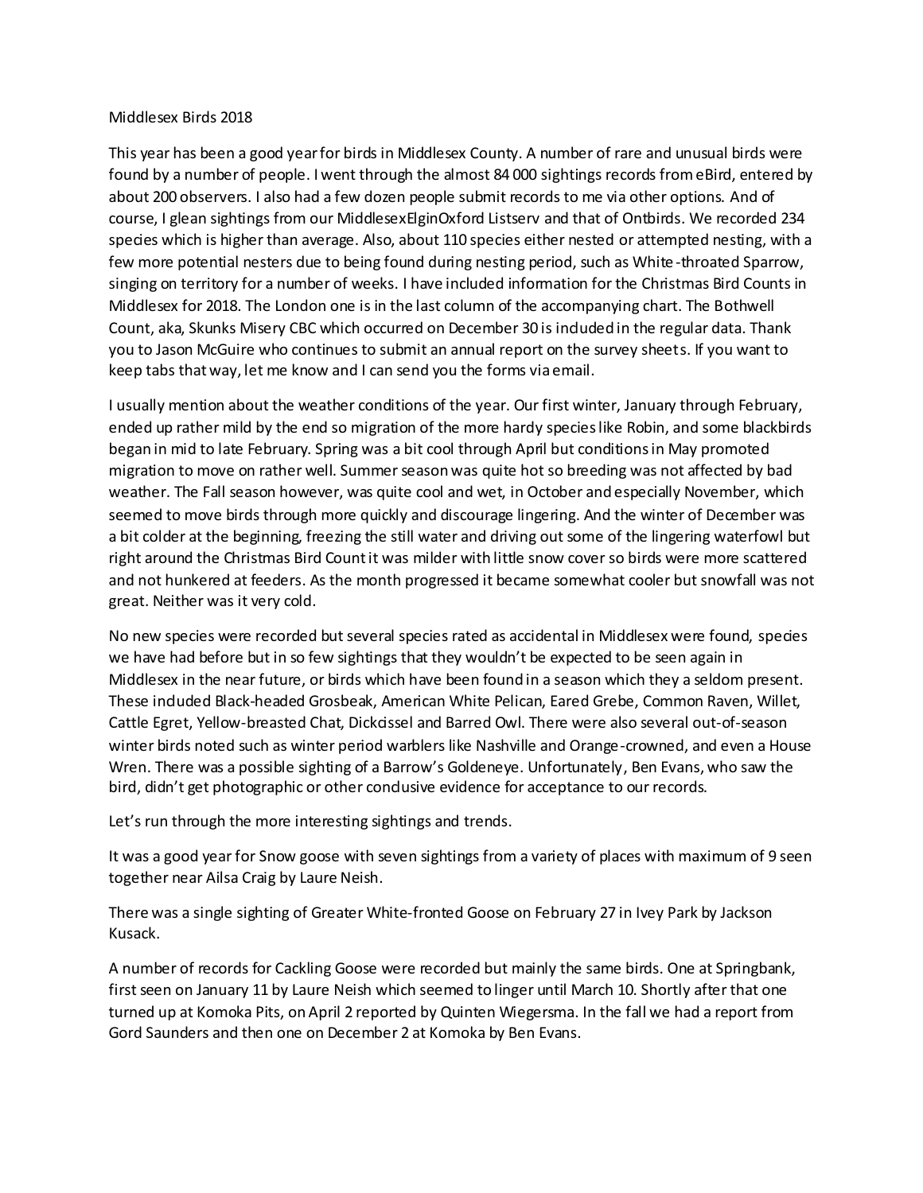# Middlesex Birds 2018

This year has been a good year for birds in Middlesex County. A number of rare and unusual birds were found by a number of people. I went through the almost 84 000 sightings records from eBird, entered by about 200 observers. I also had a few dozen people submit records to me via other options. And of course, I glean sightings from our MiddlesexElginOxford Listserv and that of Ontbirds. We recorded 234 species which is higher than average. Also, about 110 species either nested or attempted nesting, with a few more potential nesters due to being found during nesting period, such as White-throated Sparrow, singing on territory for a number of weeks. I have included information for the Christmas Bird Counts in Middlesex for 2018. The London one is in the last column of the accompanying chart. The Bothwell Count, aka, Skunks Misery CBC which occurred on December 30 is included in the regular data. Thank you to Jason McGuire who continues to submit an annual report on the survey sheets. If you want to keep tabs that way, let me know and I can send you the forms via email.

I usually mention about the weather conditions of the year. Our first winter, January through February, ended up rather mild by the end so migration of the more hardy species like Robin, and some blackbirds began in mid to late February. Spring was a bit cool through April but conditions in May promoted migration to move on rather well. Summer season was quite hot so breeding was not affected by bad weather. The Fall season however, was quite cool and wet, in October and especially November, which seemed to move birds through more quickly and discourage lingering. And the winter of December was a bit colder at the beginning, freezing the still water and driving out some of the lingering waterfowl but right around the Christmas Bird Count it was milder with little snow cover so birds were more scattered and not hunkered at feeders. As the month progressed it became somewhat cooler but snowfall was not great. Neither was it very cold.

No new species were recorded but several species rated as accidental in Middlesex were found, species we have had before but in so few sightings that they wouldn't be expected to be seen again in Middlesex in the near future, or birds which have been found in a season which they a seldom present. These included Black-headed Grosbeak, American White Pelican, Eared Grebe, Common Raven, Willet, Cattle Egret, Yellow-breasted Chat, Dickcissel and Barred Owl. There were also several out-of-season winter birds noted such as winter period warblers like Nashville and Orange-crowned, and even a House Wren. There was a possible sighting of a Barrow's Goldeneye. Unfortunately, Ben Evans, who saw the bird, didn't get photographic or other conclusive evidence for acceptance to our records.

Let's run through the more interesting sightings and trends.

It was a good year for Snow goose with seven sightings from a variety of places with maximum of 9 seen together near Ailsa Craig by Laure Neish.

There was a single sighting of Greater White-fronted Goose on February 27 in Ivey Park by Jackson Kusack.

A number of records for Cackling Goose were recorded but mainly the same birds. One at Springbank, first seen on January 11 by Laure Neish which seemed to linger until March 10. Shortly after that one turned up at Komoka Pits, on April 2 reported by Quinten Wiegersma. In the fall we had a report from Gord Saunders and then one on December 2 at Komoka by Ben Evans.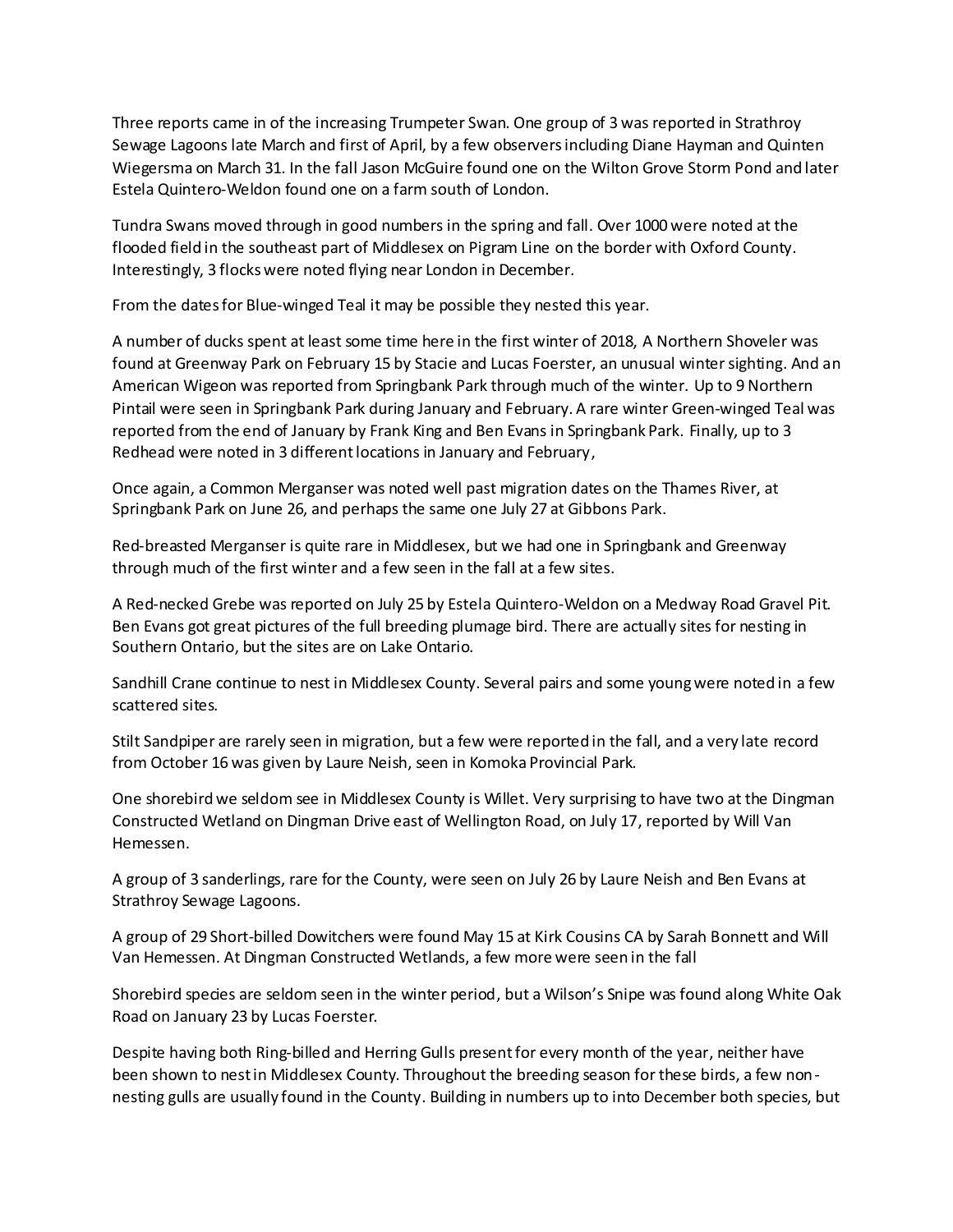Three reports came in of the increasing Trumpeter Swan. One group of 3 was reported in Strathroy Sewage Lagoons late March and first of April, by a few observers including Diane Hayman and Quinten Wiegersma on March 31. In the fall Jason McGuire found one on the Wilton Grove Storm Pond and later Estela Quintero-Weldon found one on a farm south of London.

Tundra Swans moved through in good numbers in the spring and fall. Over 1000 were noted at the flooded field in the southeast part of Middlesex on Pigram Line on the border with Oxford County. Interestingly, 3 flocks were noted flying near London in December.

From the dates for Blue-winged Teal it may be possible they nested this year.

A number of ducks spent at least some time here in the first winter of 2018, A Northern Shoveler was found at Greenway Park on February 15 by Stacie and Lucas Foerster, an unusual winter sighting. And an American Wigeon was reported from Springbank Park through much of the winter. Up to 9 Northern Pintail were seen in Springbank Park during January and February. A rare winter Green-winged Teal was reported from the end of January by Frank King and Ben Evans in Springbank Park. Finally, up to 3 Redhead were noted in 3 different locations in January and February,

Once again, a Common Merganser was noted well past migration dates on the Thames River, at Springbank Park on June 26, and perhaps the same one July 27 at Gibbons Park.

Red-breasted Merganser is quite rare in Middlesex, but we had one in Springbank and Greenway through much of the first winter and a few seen in the fall at a few sites.

A Red-necked Grebe was reported on July 25 by Estela Quintero-Weldon on a Medway Road Gravel Pit. Ben Evans got great pictures of the full breeding plumage bird. There are actually sites for nesting in Southern Ontario, but the sites are on Lake Ontario.

Sandhill Crane continue to nest in Middlesex County. Several pairs and some young were noted in a few scattered sites.

Stilt Sandpiper are rarely seen in migration, but a few were reported in the fall, and a very late record from October 16 was given by Laure Neish, seen in Komoka Provincial Park.

One shorebird we seldom see in Middlesex County is Willet. Very surprising to have two at the Dingman Constructed Wetland on Dingman Drive east of Wellington Road, on July 17, reported by Will Van Hemessen.

A group of 3 sanderlings, rare for the County, were seen on July 26 by Laure Neish and Ben Evans at Strathroy Sewage Lagoons.

A group of 29 Short-billed Dowitchers were found May 15 at Kirk Cousins CA by Sarah Bonnett and Will Van Hemessen. At Dingman Constructed Wetlands, a few more were seen in the fall

Shorebird species are seldom seen in the winter period, but a Wilson's Snipe was found along White Oak Road on January 23 by Lucas Foerster.

Despite having both Ring-billed and Herring Gulls present for every month of the year, neither have been shown to nest in Middlesex County. Throughout the breeding season for these birds, a few non-nesting gulls are usually found in the County. Building in numbers up to into December both species, but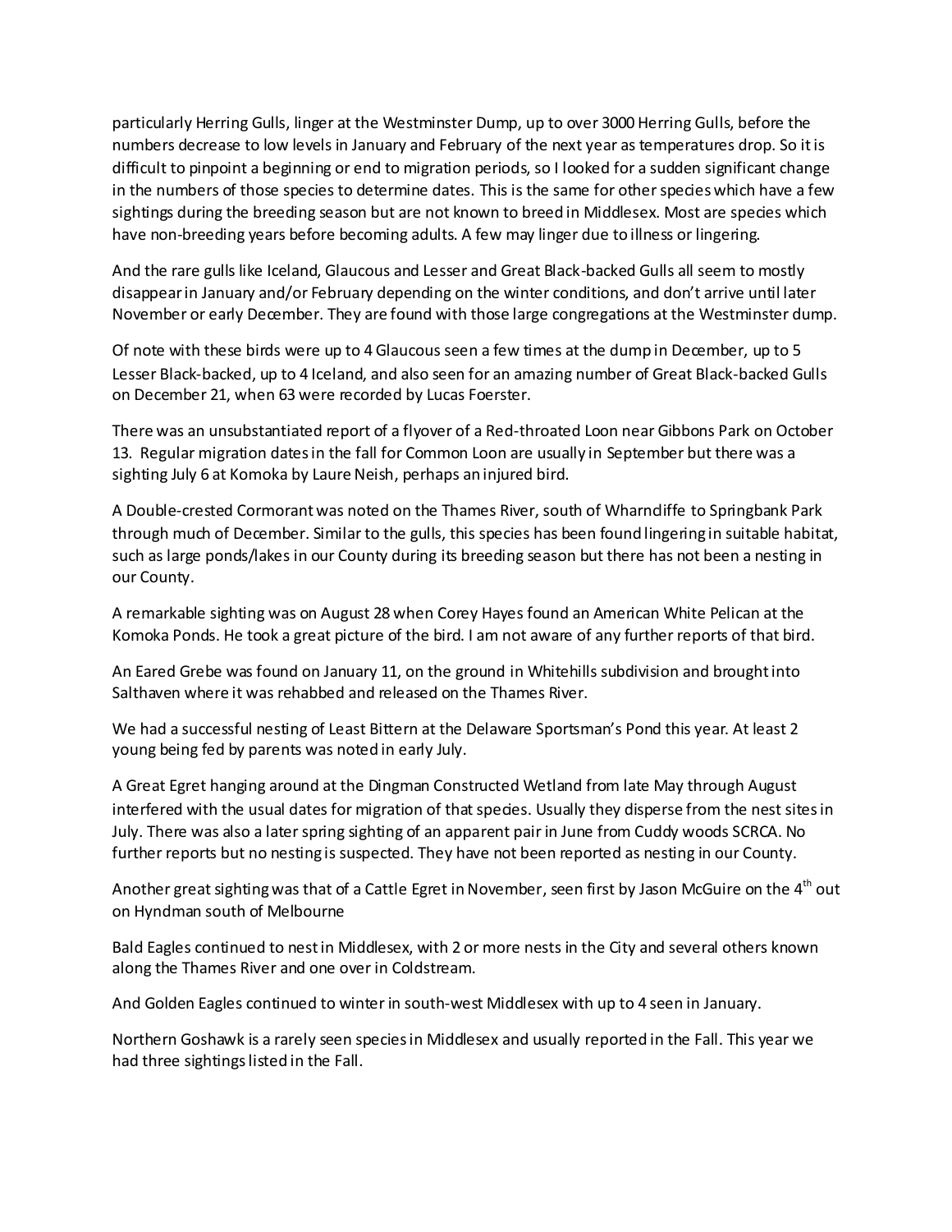particularly Herring Gulls, linger at the Westminster Dump, up to over 3000 Herring Gulls, before the numbers decrease to low levels in January and February of the next year as temperatures drop. So it is difficult to pinpoint a beginning or end to migration periods, so I looked for a sudden significant change in the numbers of those species to determine dates. This is the same for other species which have a few sightings during the breeding season but are not known to breed in Middlesex. Most are species which have non-breeding years before becoming adults. A few may linger due to illness or lingering.

And the rare gulls like Iceland, Glaucous and Lesser and Great Black-backed Gulls all seem to mostly disappear in January and/or February depending on the winter conditions, and don't arrive until later November or early December. They are found with those large congregations at the Westminster dump.

Of note with these birds were up to 4 Glaucous seen a few times at the dump in December, up to 5 Lesser Black-backed, up to 4 Iceland, and also seen for an amazing number of Great Black-backed Gulls on December 21, when 63 were recorded by Lucas Foerster.

There was an unsubstantiated report of a flyover of a Red-throated Loon near Gibbons Park on October 13. Regular migration dates in the fall for Common Loon are usually in September but there was a sighting July 6 at Komoka by Laure Neish, perhaps an injured bird.

A Double-crested Cormorant was noted on the Thames River, south of Wharndiffe to Springbank Park through much of December. Similar to the gulls, this species has been found lingering in suitable habitat, such as large ponds/lakes in our County during its breeding season but there has not been a nesting in our County.

A remarkable sighting was on August 28 when Corey Hayes found an American White Pelican at the Komoka Ponds. He took a great picture of the bird. I am not aware of any further reports of that bird.

An Eared Grebe was found on January 11, on the ground in Whitehills subdivision and brought into Salthaven where it was rehabbed and released on the Thames River.

We had a successful nesting of Least Bittern at the Delaware Sportsman's Pond this year. At least 2 young being fed by parents was noted in early July.

A Great Egret hanging around at the Dingman Constructed Wetland from late May through August interfered with the usual dates for migration of that species. Usually they disperse from the nest sites in July. There was also a later spring sighting of an apparent pair in June from Cuddy woods SCRCA. No further reports but no nesting is suspected. They have not been reported as nesting in our County.

Another great sighting was that of a Cattle Egret in November, seen first by Jason McGuire on the 4th out on Hyndman south of Melbourne

Bald Eagles continued to nest in Middlesex, with 2 or more nests in the City and several others known along the Thames River and one over in Coldstream.

And Golden Eagles continued to winter in south-west Middlesex with up to 4 seen in January.

Northern Goshawk is a rarely seen species in Middlesex and usually reported in the Fall. This year we had three sightings listed in the Fall.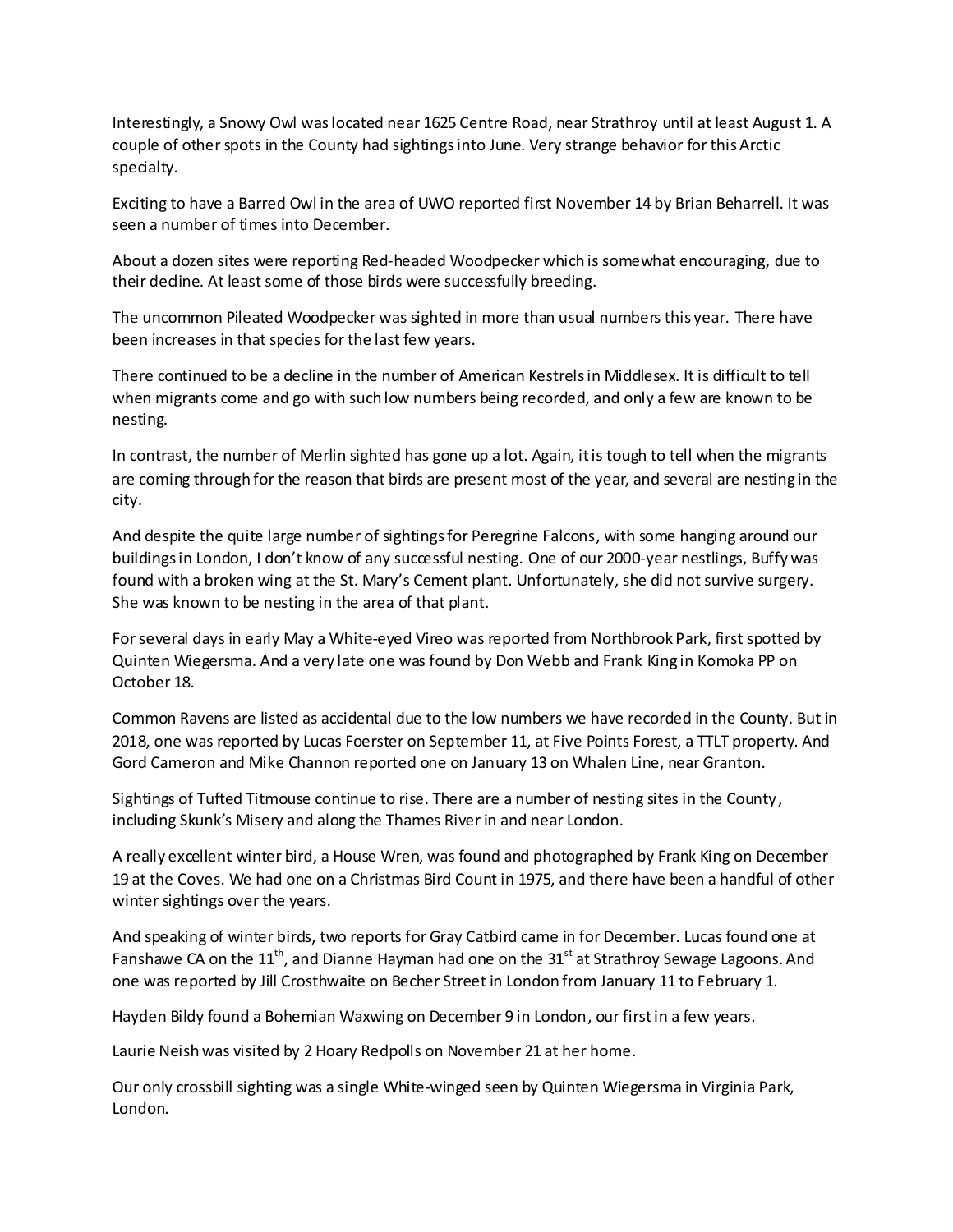Interestingly, a Snowy Owl was located near 1625 Centre Road, near Strathroy until at least August 1. A couple of other spots in the County had sightings into June. Very strange behavior for this Arctic specialty.

Exciting to have a Barred Owl in the area of UWO reported first November 14 by Brian Beharrell. It was seen a number of times into December.

About a dozen sites were reporting Red-headed Woodpecker which is somewhat encouraging, due to their decline. At least some of those birds were successfully breeding.

The uncommon Pileated Woodpecker was sighted in more than usual numbers this year. There have been increases in that species for the last few years.

There continued to be a decline in the number of American Kestrels in Middlesex. It is difficult to tell when migrants come and go with such low numbers being recorded, and only a few are known to be nesting.

In contrast, the number of Merlin sighted has gone up a lot. Again, it is tough to tell when the migrants are coming through for the reason that birds are present most of the year, and several are nesting in the city.

And despite the quite large number of sightings for Peregrine Falcons, with some hanging around our buildings in London, I don't know of any successful nesting. One of our 2000-year nestlings, Buffy was found with a broken wing at the St. Mary's Cement plant. Unfortunately, she did not survive surgery. She was known to be nesting in the area of that plant.

For several days in early May a White-eyed Vireo was reported from Northbrook Park, first spotted by Quinten Wiegersma. And a very late one was found by Don Webb and Frank King in Komoka PP on October 18.

Common Ravens are listed as accidental due to the low numbers we have recorded in the County. But in 2018, one was reported by Lucas Foerster on September 11, at Five Points Forest, a TTLT property. And Gord Cameron and Mike Channon reported one on January 13 on Whalen Line, near Granton.

Sightings of Tufted Titmouse continue to rise. There are a number of nesting sites in the County, including Skunk's Misery and along the Thames River in and near London.

A really excellent winter bird, a House Wren, was found and photographed by Frank King on December 19 at the Coves. We had one on a Christmas Bird Count in 1975, and there have been a handful of other winter sightings over the years.

And speaking of winter birds, two reports for Gray Catbird came in for December. Lucas found one at Fanshawe CA on the 11th, and Dianne Hayman had one on the 31st at Strathroy Sewage Lagoons. And one was reported by Jill Crosthwaite on Becher Street in London from January 11 to February 1.

Hayden Bildy found a Bohemian Waxwing on December 9 in London, our first in a few years.

Laurie Neish was visited by 2 Hoary Redpolls on November 21 at her home.

Our only crossbill sighting was a single White-winged seen by Quinten Wiegersma in Virginia Park, London.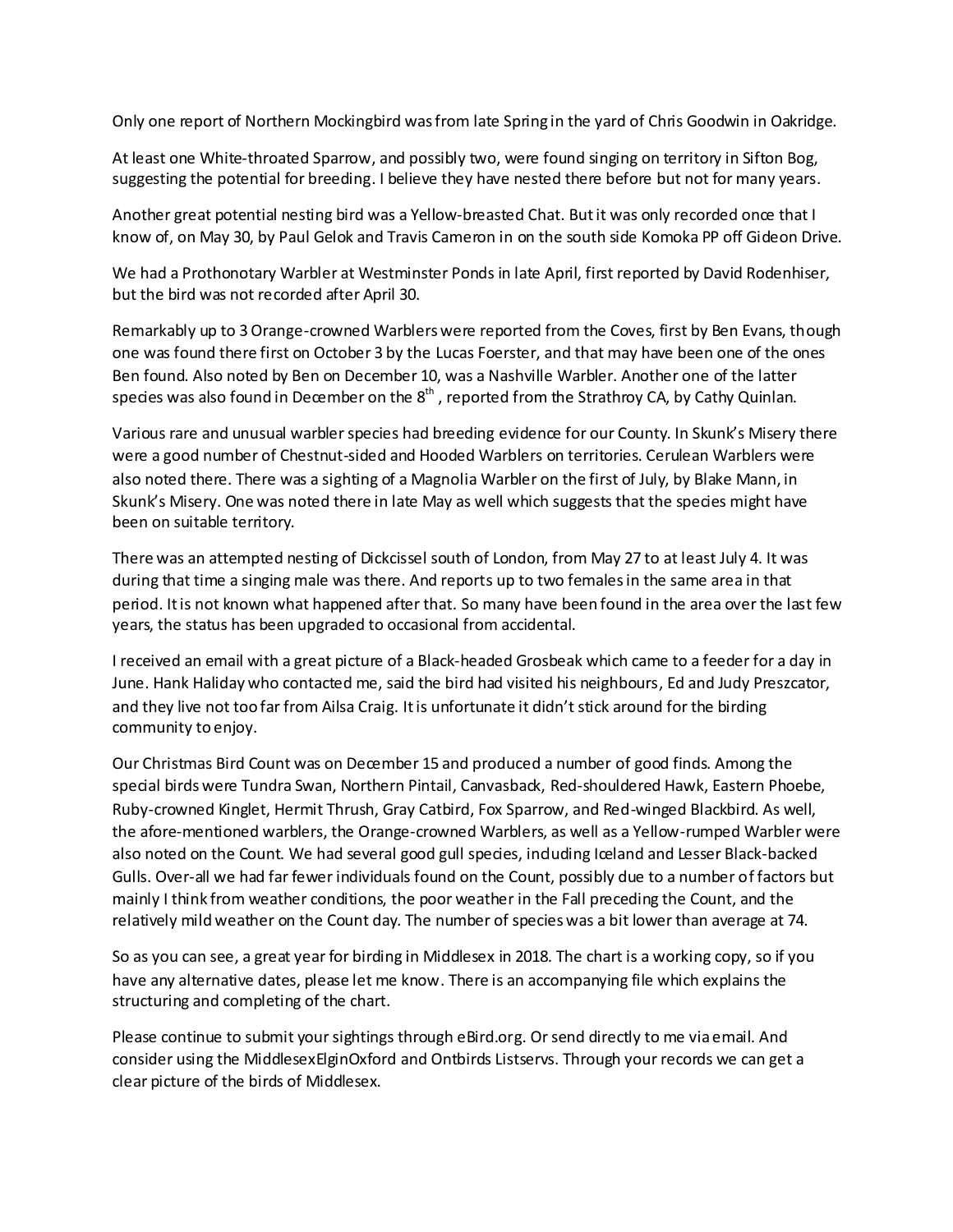Only one report of Northern Mockingbird was from late Spring in the yard of Chris Goodwin in Oakridge.

At least one White-throated Sparrow, and possibly two, were found singing on territory in Sifton Bog, suggesting the potential for breeding. I believe they have nested there before but not for many years.

Another great potential nesting bird was a Yellow-breasted Chat. But it was only recorded once that I know of, on May 30, by Paul Gelok and Travis Cameron in on the south side Komoka PP off Gideon Drive.

We had a Prothonotary Warbler at Westminster Ponds in late April, first reported by David Rodenhiser, but the bird was not recorded after April 30.

Remarkably up to 3 Orange-crowned Warblers were reported from the Coves, first by Ben Evans, though one was found there first on October 3 by the Lucas Foerster, and that may have been one of the ones Ben found. Also noted by Ben on December 10, was a Nashville Warbler. Another one of the latter species was also found in December on the 8th , reported from the Strathroy CA, by Cathy Quinlan.

Various rare and unusual warbler species had breeding evidence for our County. In Skunk's Misery there were a good number of Chestnut-sided and Hooded Warblers on territories. Cerulean Warblers were also noted there. There was a sighting of a Magnolia Warbler on the first of July, by Blake Mann, in Skunk's Misery. One was noted there in late May as well which suggests that the species might have been on suitable territory.

There was an attempted nesting of Dickcissel south of London, from May 27 to at least July 4. It was during that time a singing male was there. And reports up to two females in the same area in that period. It is not known what happened after that. So many have been found in the area over the last few years, the status has been upgraded to occasional from accidental.

I received an email with a great picture of a Black-headed Grosbeak which came to a feeder for a day in June. Hank Haliday who contacted me, said the bird had visited his neighbours, Ed and Judy Preszcator, and they live not too far from Ailsa Craig. It is unfortunate it didn't stick around for the birding community to enjoy.

Our Christmas Bird Count was on December 15 and produced a number of good finds. Among the special birds were Tundra Swan, Northern Pintail, Canvasback, Red-shouldered Hawk, Eastern Phoebe, Ruby-crowned Kinglet, Hermit Thrush, Gray Catbird, Fox Sparrow, and Red-winged Blackbird. As well, the afore-mentioned warblers, the Orange-crowned Warblers, as well as a Yellow-rumped Warbler were also noted on the Count. We had several good gull species, including Iceland and Lesser Black-backed Gulls. Over-all we had far fewer individuals found on the Count, possibly due to a number of factors but mainly I think from weather conditions, the poor weather in the Fall preceding the Count, and the relatively mild weather on the Count day. The number of species was a bit lower than average at 74.

So as you can see, a great year for birding in Middlesex in 2018. The chart is a working copy, so if you have any alternative dates, please let me know. There is an accompanying file which explains the structuring and completing of the chart.

Please continue to submit your sightings through eBird.org. Or send directly to me via email. And consider using the MiddlesexElginOxford and Ontbirds Listservs. Through your records we can get a clear picture of the birds of Middlesex.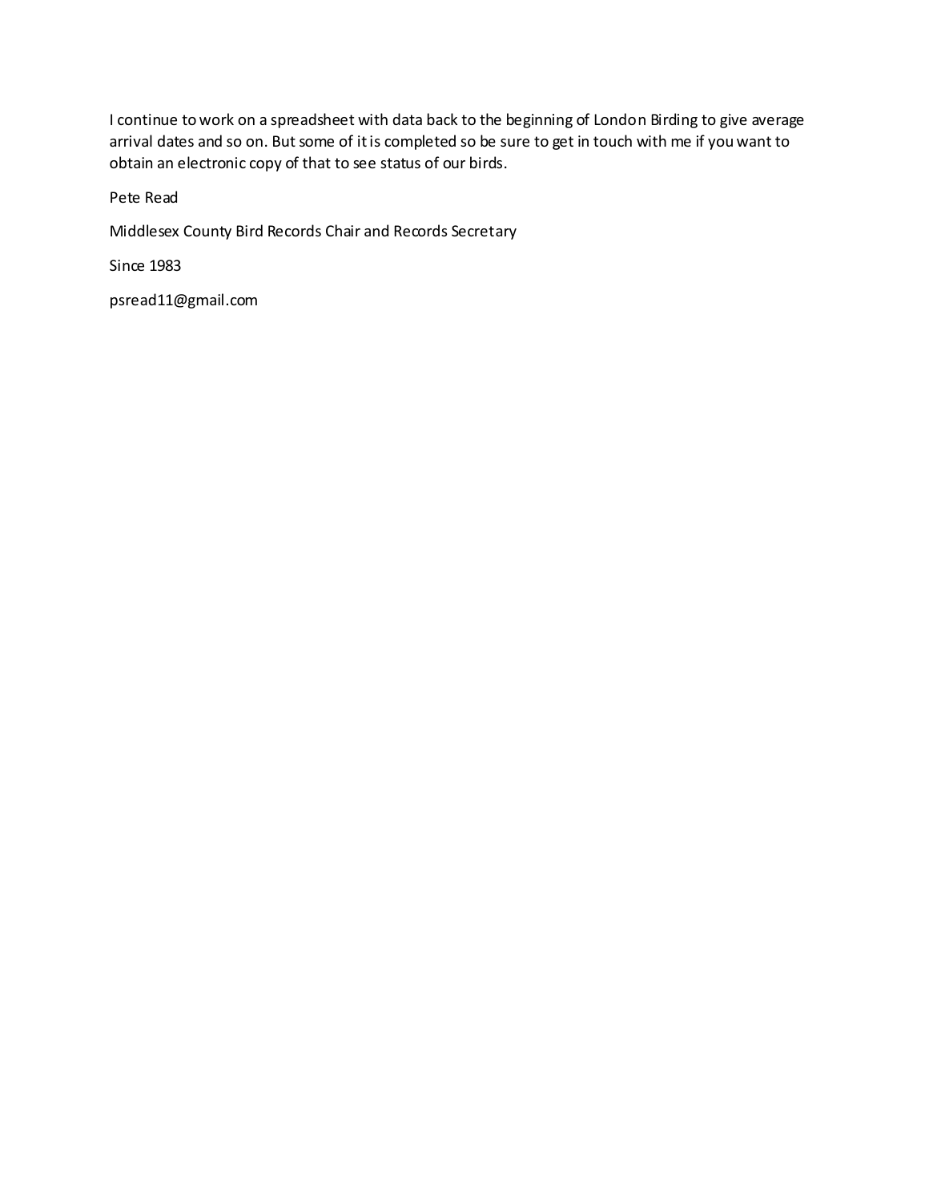I continue to work on a spreadsheet with data back to the beginning of London Birding to give average arrival dates and so on. But some of it is completed so be sure to get in touch with me if you want to obtain an electronic copy of that to see status of our birds.

Pete Read

Middlesex County Bird Records Chair and Records Secretary

Since 1983

psread11@gmail.com